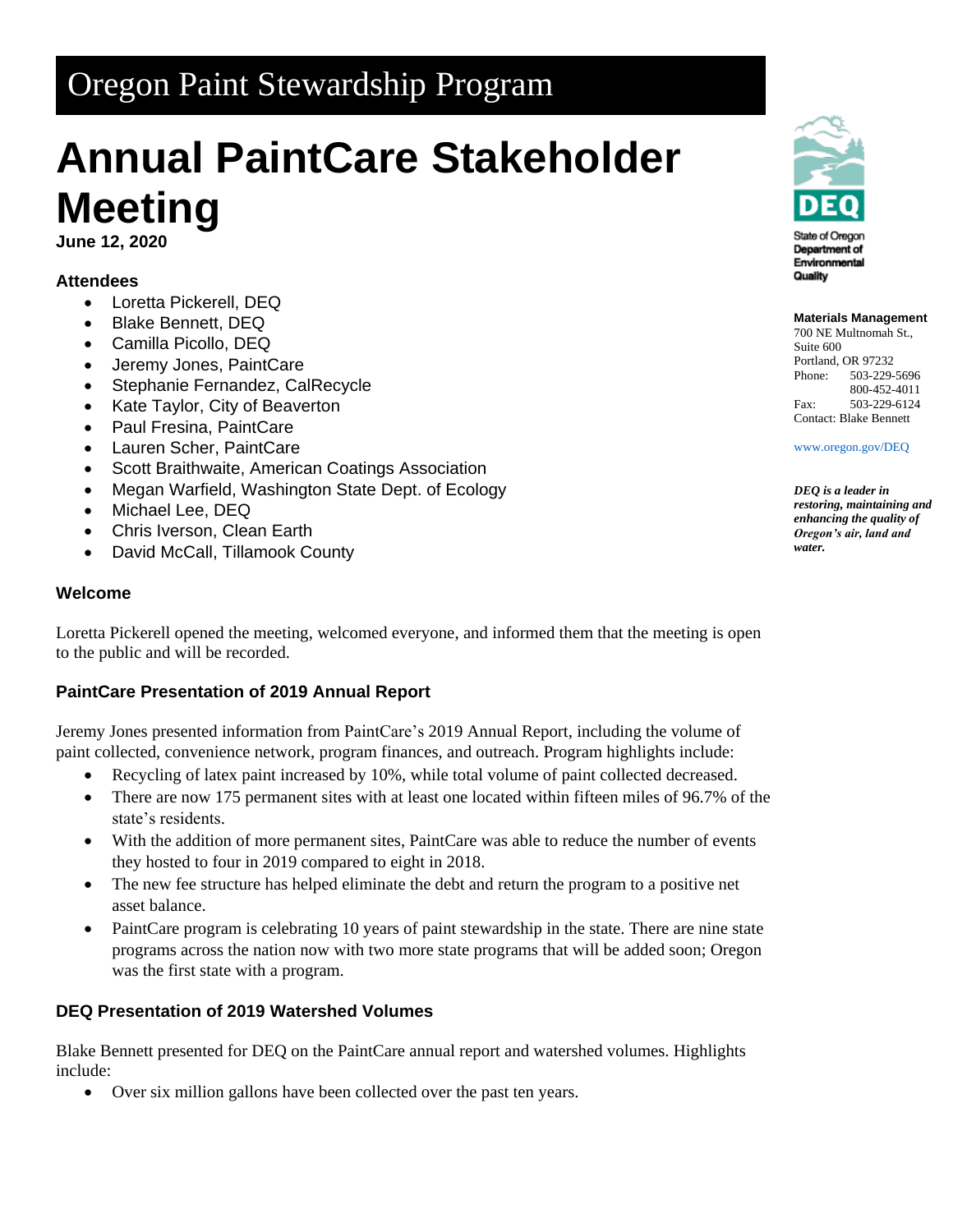# Oregon Paint Stewardship Program

# Annual PaintCare Stakeholder Meeting

**June 12, 2020**

State of Oregon Department of Environmental Quality

**Materials Management**
700 NE Multnomah St., Suite 600
Portland, OR 97232
Phone: 503-229-5696
800-452-4011
Fax: 503-229-6124
Contact: Blake Bennett

www.oregon.gov/DEQ

***DEQ is a leader in restoring, maintaining and enhancing the quality of Oregon's air, land and water.***

### Attendees

- Loretta Pickerell, DEQ
- Blake Bennett, DEQ
- Camilla Picollo, DEQ
- Jeremy Jones, PaintCare
- Stephanie Fernandez, CalRecycle
- Kate Taylor, City of Beaverton
- Paul Fresina, PaintCare
- Lauren Scher, PaintCare
- Scott Braithwaite, American Coatings Association
- Megan Warfield, Washington State Dept. of Ecology
- Michael Lee, DEQ
- Chris Iverson, Clean Earth
- David McCall, Tillamook County

### Welcome

Loretta Pickerell opened the meeting, welcomed everyone, and informed them that the meeting is open to the public and will be recorded.

### PaintCare Presentation of 2019 Annual Report

Jeremy Jones presented information from PaintCare's 2019 Annual Report, including the volume of paint collected, convenience network, program finances, and outreach. Program highlights include:

- Recycling of latex paint increased by 10%, while total volume of paint collected decreased.
- There are now 175 permanent sites with at least one located within fifteen miles of 96.7% of the state's residents.
- With the addition of more permanent sites, PaintCare was able to reduce the number of events they hosted to four in 2019 compared to eight in 2018.
- The new fee structure has helped eliminate the debt and return the program to a positive net asset balance.
- PaintCare program is celebrating 10 years of paint stewardship in the state. There are nine state programs across the nation now with two more state programs that will be added soon; Oregon was the first state with a program.

### DEQ Presentation of 2019 Watershed Volumes

Blake Bennett presented for DEQ on the PaintCare annual report and watershed volumes. Highlights include:

- Over six million gallons have been collected over the past ten years.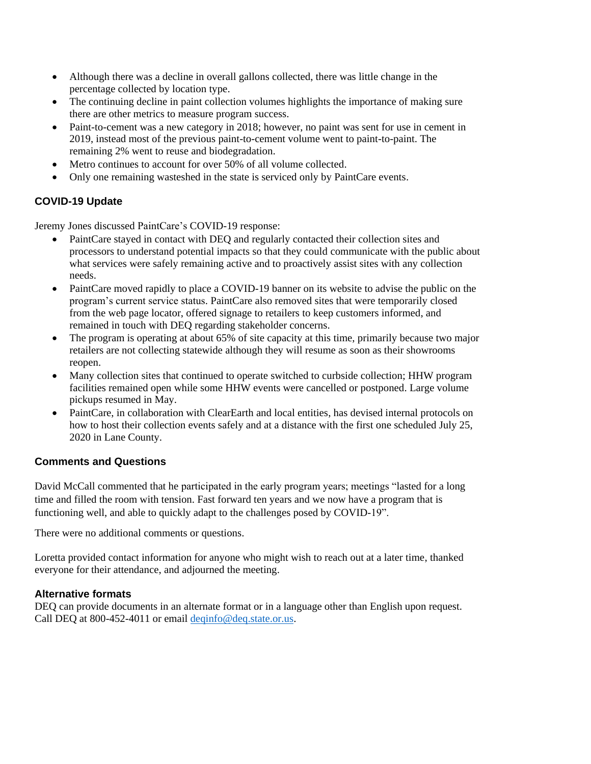- Although there was a decline in overall gallons collected, there was little change in the percentage collected by location type.
- The continuing decline in paint collection volumes highlights the importance of making sure there are other metrics to measure program success.
- Paint-to-cement was a new category in 2018; however, no paint was sent for use in cement in 2019, instead most of the previous paint-to-cement volume went to paint-to-paint. The remaining 2% went to reuse and biodegradation.
- Metro continues to account for over 50% of all volume collected.
- Only one remaining wasteshed in the state is serviced only by PaintCare events.

### COVID-19 Update

Jeremy Jones discussed PaintCare's COVID-19 response:

- PaintCare stayed in contact with DEQ and regularly contacted their collection sites and processors to understand potential impacts so that they could communicate with the public about what services were safely remaining active and to proactively assist sites with any collection needs.
- PaintCare moved rapidly to place a COVID-19 banner on its website to advise the public on the program's current service status. PaintCare also removed sites that were temporarily closed from the web page locator, offered signage to retailers to keep customers informed, and remained in touch with DEQ regarding stakeholder concerns.
- The program is operating at about 65% of site capacity at this time, primarily because two major retailers are not collecting statewide although they will resume as soon as their showrooms reopen.
- Many collection sites that continued to operate switched to curbside collection; HHW program facilities remained open while some HHW events were cancelled or postponed. Large volume pickups resumed in May.
- PaintCare, in collaboration with ClearEarth and local entities, has devised internal protocols on how to host their collection events safely and at a distance with the first one scheduled July 25, 2020 in Lane County.

### Comments and Questions

David McCall commented that he participated in the early program years; meetings "lasted for a long time and filled the room with tension. Fast forward ten years and we now have a program that is functioning well, and able to quickly adapt to the challenges posed by COVID-19".

There were no additional comments or questions.

Loretta provided contact information for anyone who might wish to reach out at a later time, thanked everyone for their attendance, and adjourned the meeting.

### Alternative formats

DEQ can provide documents in an alternate format or in a language other than English upon request. Call DEQ at 800-452-4011 or email deqinfo@deq.state.or.us.